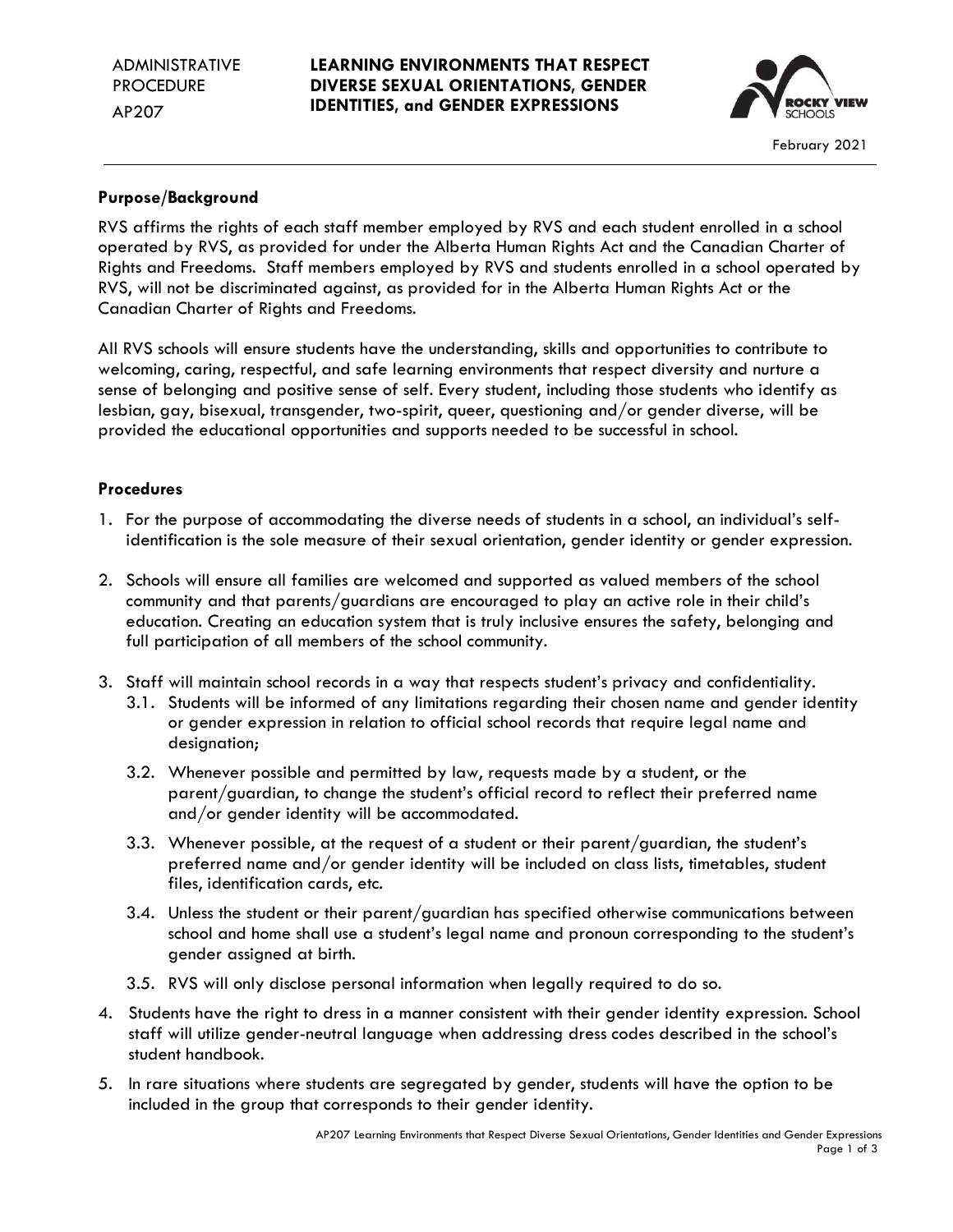ADMINISTRATIVE PROCEDURE
AP207

# LEARNING ENVIRONMENTS THAT RESPECT DIVERSE SEXUAL ORIENTATIONS, GENDER IDENTITIES, and GENDER EXPRESSIONS

ROCKY VIEW SCHOOLS

February 2021

## Purpose/Background

RVS affirms the rights of each staff member employed by RVS and each student enrolled in a school operated by RVS, as provided for under the Alberta Human Rights Act and the Canadian Charter of Rights and Freedoms. Staff members employed by RVS and students enrolled in a school operated by RVS, will not be discriminated against, as provided for in the Alberta Human Rights Act or the Canadian Charter of Rights and Freedoms.

All RVS schools will ensure students have the understanding, skills and opportunities to contribute to welcoming, caring, respectful, and safe learning environments that respect diversity and nurture a sense of belonging and positive sense of self. Every student, including those students who identify as lesbian, gay, bisexual, transgender, two-spirit, queer, questioning and/or gender diverse, will be provided the educational opportunities and supports needed to be successful in school.

## Procedures

1. For the purpose of accommodating the diverse needs of students in a school, an individual's self-identification is the sole measure of their sexual orientation, gender identity or gender expression.
2. Schools will ensure all families are welcomed and supported as valued members of the school community and that parents/guardians are encouraged to play an active role in their child's education. Creating an education system that is truly inclusive ensures the safety, belonging and full participation of all members of the school community.
3. Staff will maintain school records in a way that respects student's privacy and confidentiality.
   - 3.1. Students will be informed of any limitations regarding their chosen name and gender identity or gender expression in relation to official school records that require legal name and designation;
   - 3.2. Whenever possible and permitted by law, requests made by a student, or the parent/guardian, to change the student's official record to reflect their preferred name and/or gender identity will be accommodated.
   - 3.3. Whenever possible, at the request of a student or their parent/guardian, the student's preferred name and/or gender identity will be included on class lists, timetables, student files, identification cards, etc.
   - 3.4. Unless the student or their parent/guardian has specified otherwise communications between school and home shall use a student's legal name and pronoun corresponding to the student's gender assigned at birth.
   - 3.5. RVS will only disclose personal information when legally required to do so.
4. Students have the right to dress in a manner consistent with their gender identity expression. School staff will utilize gender-neutral language when addressing dress codes described in the school's student handbook.
5. In rare situations where students are segregated by gender, students will have the option to be included in the group that corresponds to their gender identity.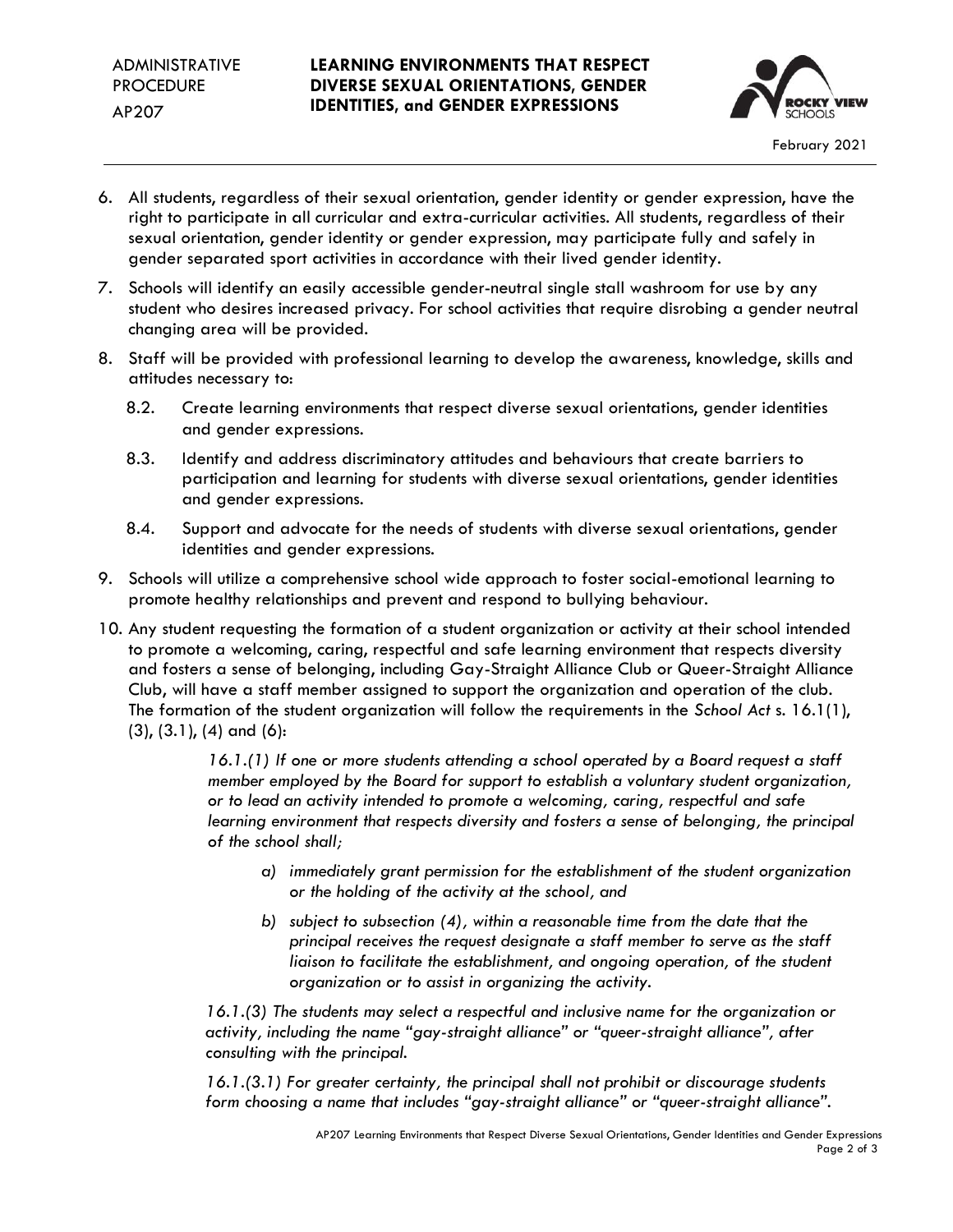6. All students, regardless of their sexual orientation, gender identity or gender expression, have the right to participate in all curricular and extra-curricular activities. All students, regardless of their sexual orientation, gender identity or gender expression, may participate fully and safely in gender separated sport activities in accordance with their lived gender identity.
7. Schools will identify an easily accessible gender-neutral single stall washroom for use by any student who desires increased privacy. For school activities that require disrobing a gender neutral changing area will be provided.
8. Staff will be provided with professional learning to develop the awareness, knowledge, skills and attitudes necessary to:
   - 8.2. Create learning environments that respect diverse sexual orientations, gender identities and gender expressions.
   - 8.3. Identify and address discriminatory attitudes and behaviours that create barriers to participation and learning for students with diverse sexual orientations, gender identities and gender expressions.
   - 8.4. Support and advocate for the needs of students with diverse sexual orientations, gender identities and gender expressions.
9. Schools will utilize a comprehensive school wide approach to foster social-emotional learning to promote healthy relationships and prevent and respond to bullying behaviour.
10. Any student requesting the formation of a student organization or activity at their school intended to promote a welcoming, caring, respectful and safe learning environment that respects diversity and fosters a sense of belonging, including Gay-Straight Alliance Club or Queer-Straight Alliance Club, will have a staff member assigned to support the organization and operation of the club. The formation of the student organization will follow the requirements in the *School Act* s. 16.1(1), (3), (3.1), (4) and (6):

    *16.1.(1) If one or more students attending a school operated by a Board request a staff member employed by the Board for support to establish a voluntary student organization, or to lead an activity intended to promote a welcoming, caring, respectful and safe learning environment that respects diversity and fosters a sense of belonging, the principal of the school shall;*

    - *a) immediately grant permission for the establishment of the student organization or the holding of the activity at the school, and*
    - *b) subject to subsection (4), within a reasonable time from the date that the principal receives the request designate a staff member to serve as the staff liaison to facilitate the establishment, and ongoing operation, of the student organization or to assist in organizing the activity.*

    *16.1.(3) The students may select a respectful and inclusive name for the organization or activity, including the name "gay-straight alliance" or "queer-straight alliance", after consulting with the principal.*

    *16.1.(3.1) For greater certainty, the principal shall not prohibit or discourage students form choosing a name that includes "gay-straight alliance" or "queer-straight alliance".*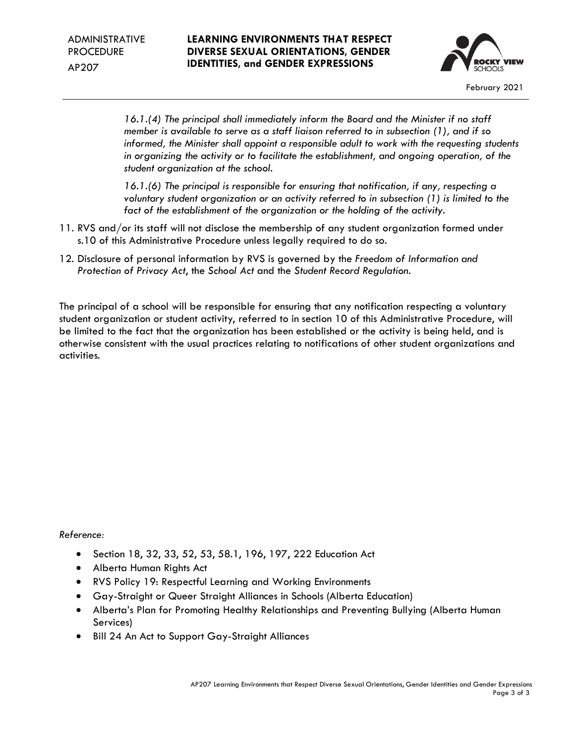*16.1.(4) The principal shall immediately inform the Board and the Minister if no staff member is available to serve as a staff liaison referred to in subsection (1), and if so informed, the Minister shall appoint a responsible adult to work with the requesting students in organizing the activity or to facilitate the establishment, and ongoing operation, of the student organization at the school.*

*16.1.(6) The principal is responsible for ensuring that notification, if any, respecting a voluntary student organization or an activity referred to in subsection (1) is limited to the fact of the establishment of the organization or the holding of the activity.*

11. RVS and/or its staff will not disclose the membership of any student organization formed under s.10 of this Administrative Procedure unless legally required to do so.
12. Disclosure of personal information by RVS is governed by the *Freedom of Information and Protection of Privacy Act*, the *School Act* and the *Student Record Regulation.*

The principal of a school will be responsible for ensuring that any notification respecting a voluntary student organization or student activity, referred to in section 10 of this Administrative Procedure, will be limited to the fact that the organization has been established or the activity is being held, and is otherwise consistent with the usual practices relating to notifications of other student organizations and activities.

*Reference:*

- Section 18, 32, 33, 52, 53, 58.1, 196, 197, 222 Education Act
- Alberta Human Rights Act
- RVS Policy 19: Respectful Learning and Working Environments
- Gay-Straight or Queer Straight Alliances in Schools (Alberta Education)
- Alberta's Plan for Promoting Healthy Relationships and Preventing Bullying (Alberta Human Services)
- Bill 24 An Act to Support Gay-Straight Alliances